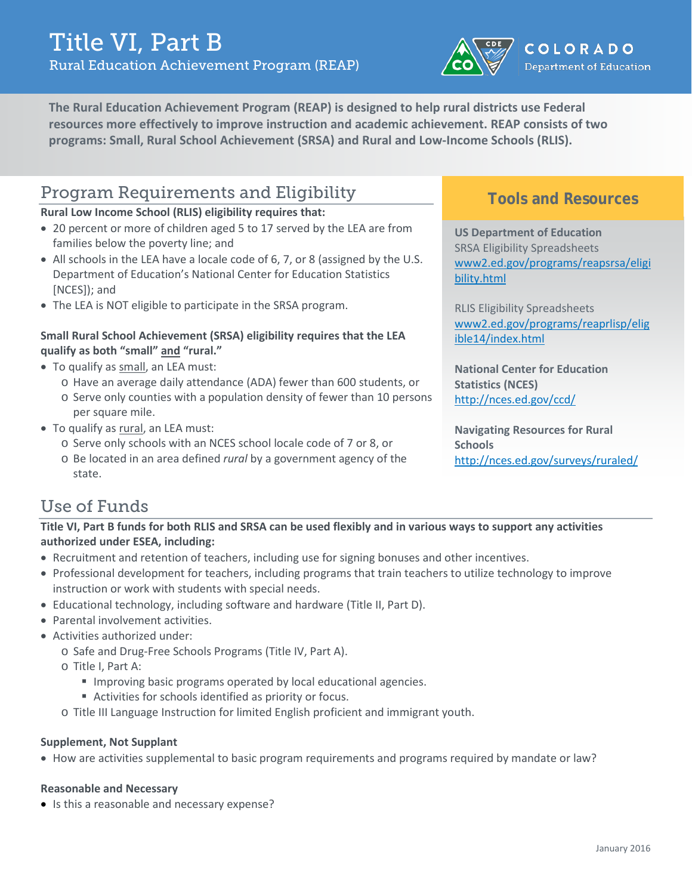# Title VI, Part B

Rural Education Achievement Program (REAP)

COLORADO Department of Education

**The Rural Education Achievement Program (REAP) is designed to help rural districts use Federal resources more effectively to improve instruction and academic achievement. REAP consists of two programs: Small, Rural School Achievement (SRSA) and Rural and Low-Income Schools (RLIS).**

## Program Requirements and Eligibility

**Rural Low Income School (RLIS) eligibility requires that:**

- 20 percent or more of children aged 5 to 17 served by the LEA are from families below the poverty line; and
- All schools in the LEA have a locale code of 6, 7, or 8 (assigned by the U.S. Department of Education's National Center for Education Statistics [NCES]); and
- The LEA is NOT eligible to participate in the SRSA program.

**Small Rural School Achievement (SRSA) eligibility requires that the LEA qualify as both "small" and "rural."**

- To qualify as small, an LEA must:
  - Have an average daily attendance (ADA) fewer than 600 students, or
  - Serve only counties with a population density of fewer than 10 persons per square mile.
- To qualify as rural, an LEA must:
  - Serve only schools with an NCES school locale code of 7 or 8, or
  - Be located in an area defined *rural* by a government agency of the state.

## Tools and Resources

**US Department of Education**
SRSA Eligibility Spreadsheets
www2.ed.gov/programs/reapsrsa/eligibility.html

RLIS Eligibility Spreadsheets
www2.ed.gov/programs/reaprlisp/eligible14/index.html

**National Center for Education Statistics (NCES)**
http://nces.ed.gov/ccd/

**Navigating Resources for Rural Schools**
http://nces.ed.gov/surveys/ruraled/

## Use of Funds

**Title VI, Part B funds for both RLIS and SRSA can be used flexibly and in various ways to support any activities authorized under ESEA, including:**

- Recruitment and retention of teachers, including use for signing bonuses and other incentives.
- Professional development for teachers, including programs that train teachers to utilize technology to improve instruction or work with students with special needs.
- Educational technology, including software and hardware (Title II, Part D).
- Parental involvement activities.
- Activities authorized under:
  - Safe and Drug-Free Schools Programs (Title IV, Part A).
  - Title I, Part A:
    - Improving basic programs operated by local educational agencies.
    - Activities for schools identified as priority or focus.
  - Title III Language Instruction for limited English proficient and immigrant youth.

**Supplement, Not Supplant**

- How are activities supplemental to basic program requirements and programs required by mandate or law?

**Reasonable and Necessary**

- Is this a reasonable and necessary expense?

January 2016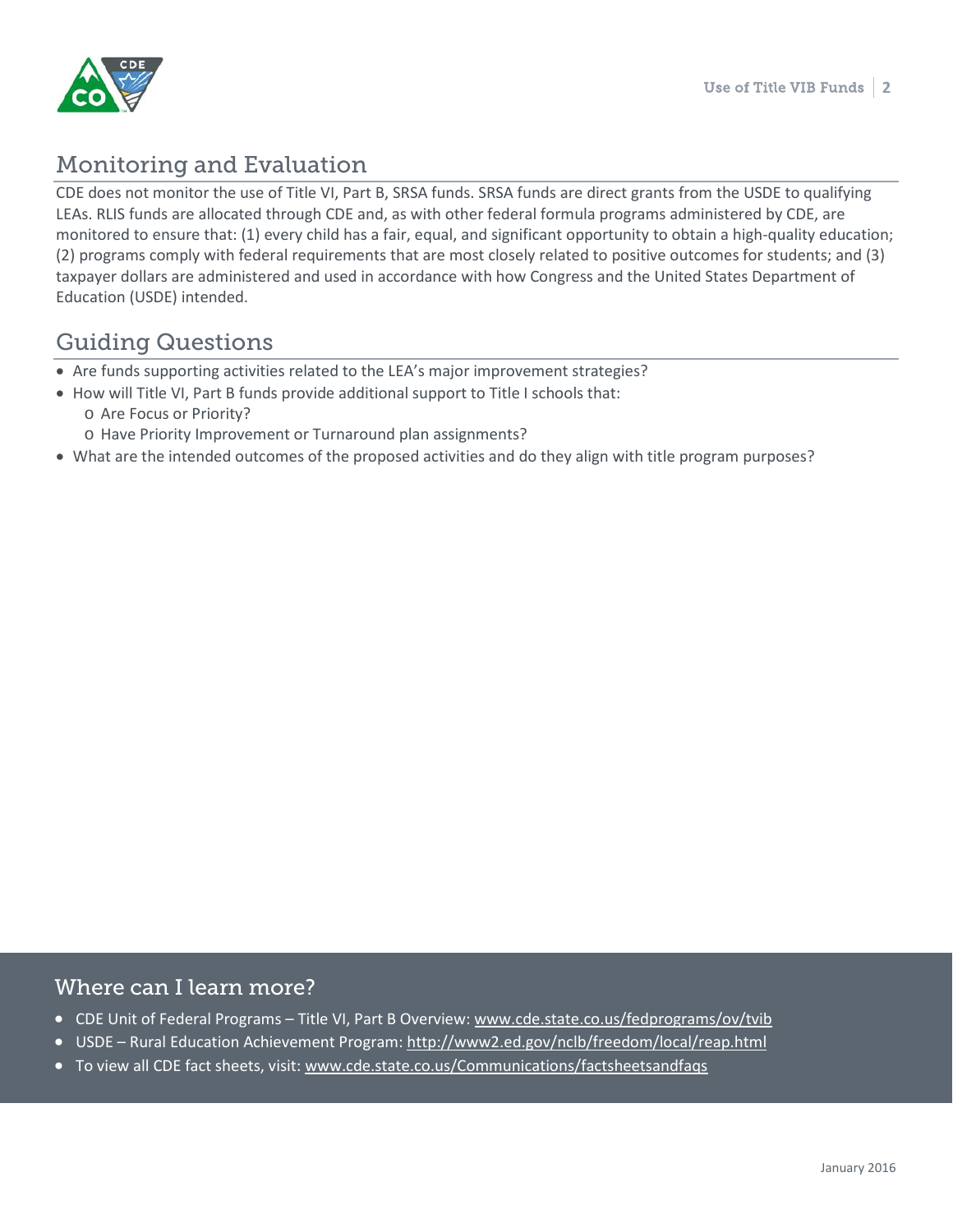## Monitoring and Evaluation

CDE does not monitor the use of Title VI, Part B, SRSA funds. SRSA funds are direct grants from the USDE to qualifying LEAs. RLIS funds are allocated through CDE and, as with other federal formula programs administered by CDE, are monitored to ensure that: (1) every child has a fair, equal, and significant opportunity to obtain a high-quality education; (2) programs comply with federal requirements that are most closely related to positive outcomes for students; and (3) taxpayer dollars are administered and used in accordance with how Congress and the United States Department of Education (USDE) intended.

## Guiding Questions

- Are funds supporting activities related to the LEA's major improvement strategies?
- How will Title VI, Part B funds provide additional support to Title I schools that:
  - Are Focus or Priority?
  - Have Priority Improvement or Turnaround plan assignments?
- What are the intended outcomes of the proposed activities and do they align with title program purposes?

## Where can I learn more?

- CDE Unit of Federal Programs – Title VI, Part B Overview: www.cde.state.co.us/fedprograms/ov/tvib
- USDE – Rural Education Achievement Program: http://www2.ed.gov/nclb/freedom/local/reap.html
- To view all CDE fact sheets, visit: www.cde.state.co.us/Communications/factsheetsandfaqs

January 2016